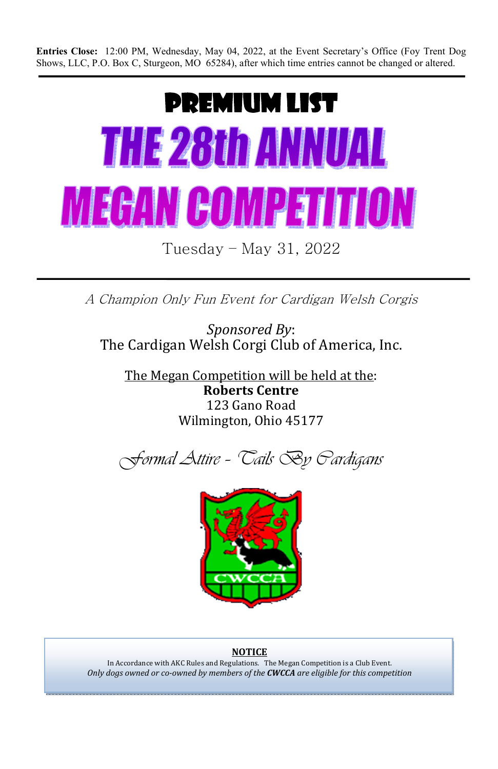**Entries Close:** 12:00 PM, Wednesday, May 04, 2022, at the Event Secretary's Office (Foy Trent Dog Shows, LLC, P.O. Box C, Sturgeon, MO 65284), after which time entries cannot be changed or altered.

---

# PREMIUM LIST

# THE 28th ANNUAL MEGAN COMPETITION

Tuesday – May 31, 2022

---

*A Champion Only Fun Event for Cardigan Welsh Corgis*

*Sponsored By*:
The Cardigan Welsh Corgi Club of America, Inc.

The Megan Competition will be held at the:
**Roberts Centre**
123 Gano Road
Wilmington, Ohio 45177

*Formal Attire - Tails By Cardigans*

CWCCA

**NOTICE**

In Accordance with AKC Rules and Regulations. The Megan Competition is a Club Event.
*Only dogs owned or co-owned by members of the **CWCCA** are eligible for this competition*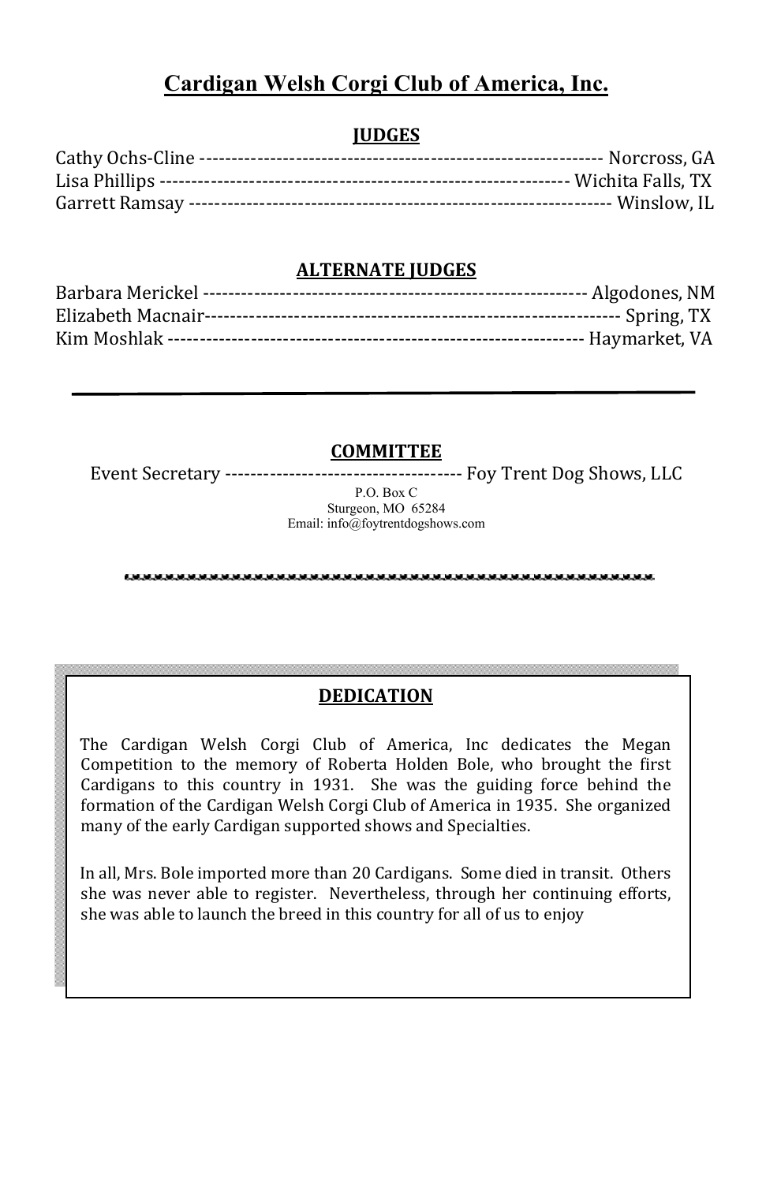# Cardigan Welsh Corgi Club of America, Inc.

## JUDGES

Cathy Ochs-Cline ---------------------------------------------------------------- Norcross, GA
Lisa Phillips --------------------------------------------------------------- Wichita Falls, TX
Garrett Ramsay ----------------------------------------------------------------- Winslow, IL

## ALTERNATE JUDGES

Barbara Merickel ---------------------------------------------------------- Algodones, NM
Elizabeth Macnair----------------------------------------------------------------- Spring, TX
Kim Moshlak --------------------------------------------------------------- Haymarket, VA

---

## COMMITTEE

Event Secretary ------------------------------------- Foy Trent Dog Shows, LLC
P.O. Box C
Sturgeon, MO 65284
Email: info@foytrentdogshows.com

---

## DEDICATION

The Cardigan Welsh Corgi Club of America, Inc dedicates the Megan Competition to the memory of Roberta Holden Bole, who brought the first Cardigans to this country in 1931. She was the guiding force behind the formation of the Cardigan Welsh Corgi Club of America in 1935. She organized many of the early Cardigan supported shows and Specialties.

In all, Mrs. Bole imported more than 20 Cardigans. Some died in transit. Others she was never able to register. Nevertheless, through her continuing efforts, she was able to launch the breed in this country for all of us to enjoy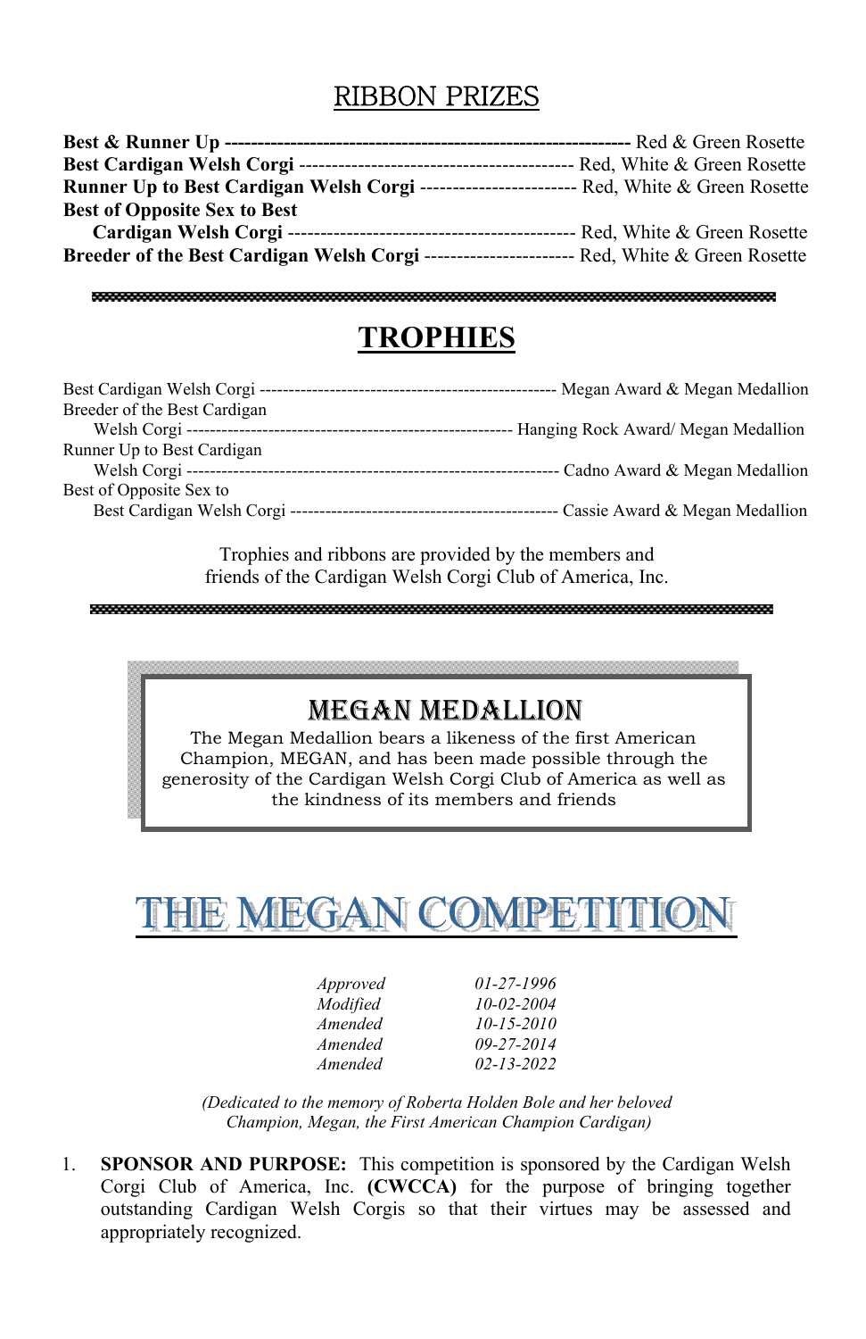## RIBBON PRIZES

| | |
|---|---|
| **Best & Runner Up** | Red & Green Rosette |
| **Best Cardigan Welsh Corgi** | Red, White & Green Rosette |
| **Runner Up to Best Cardigan Welsh Corgi** | Red, White & Green Rosette |
| **Best of Opposite Sex to Best Cardigan Welsh Corgi** | Red, White & Green Rosette |
| **Breeder of the Best Cardigan Welsh Corgi** | Red, White & Green Rosette |

## TROPHIES

| | |
|---|---|
| Best Cardigan Welsh Corgi | Megan Award & Megan Medallion |
| Breeder of the Best Cardigan Welsh Corgi | Hanging Rock Award/ Megan Medallion |
| Runner Up to Best Cardigan Welsh Corgi | Cadno Award & Megan Medallion |
| Best of Opposite Sex to Best Cardigan Welsh Corgi | Cassie Award & Megan Medallion |

Trophies and ribbons are provided by the members and friends of the Cardigan Welsh Corgi Club of America, Inc.

### MEGAN MEDALLION

The Megan Medallion bears a likeness of the first American Champion, MEGAN, and has been made possible through the generosity of the Cardigan Welsh Corgi Club of America as well as the kindness of its members and friends

# THE MEGAN COMPETITION

| | |
|---|---|
| *Approved* | *01-27-1996* |
| *Modified* | *10-02-2004* |
| *Amended* | *10-15-2010* |
| *Amended* | *09-27-2014* |
| *Amended* | *02-13-2022* |

*(Dedicated to the memory of Roberta Holden Bole and her beloved Champion, Megan, the First American Champion Cardigan)*

1. **SPONSOR AND PURPOSE:** This competition is sponsored by the Cardigan Welsh Corgi Club of America, Inc. **(CWCCA)** for the purpose of bringing together outstanding Cardigan Welsh Corgis so that their virtues may be assessed and appropriately recognized.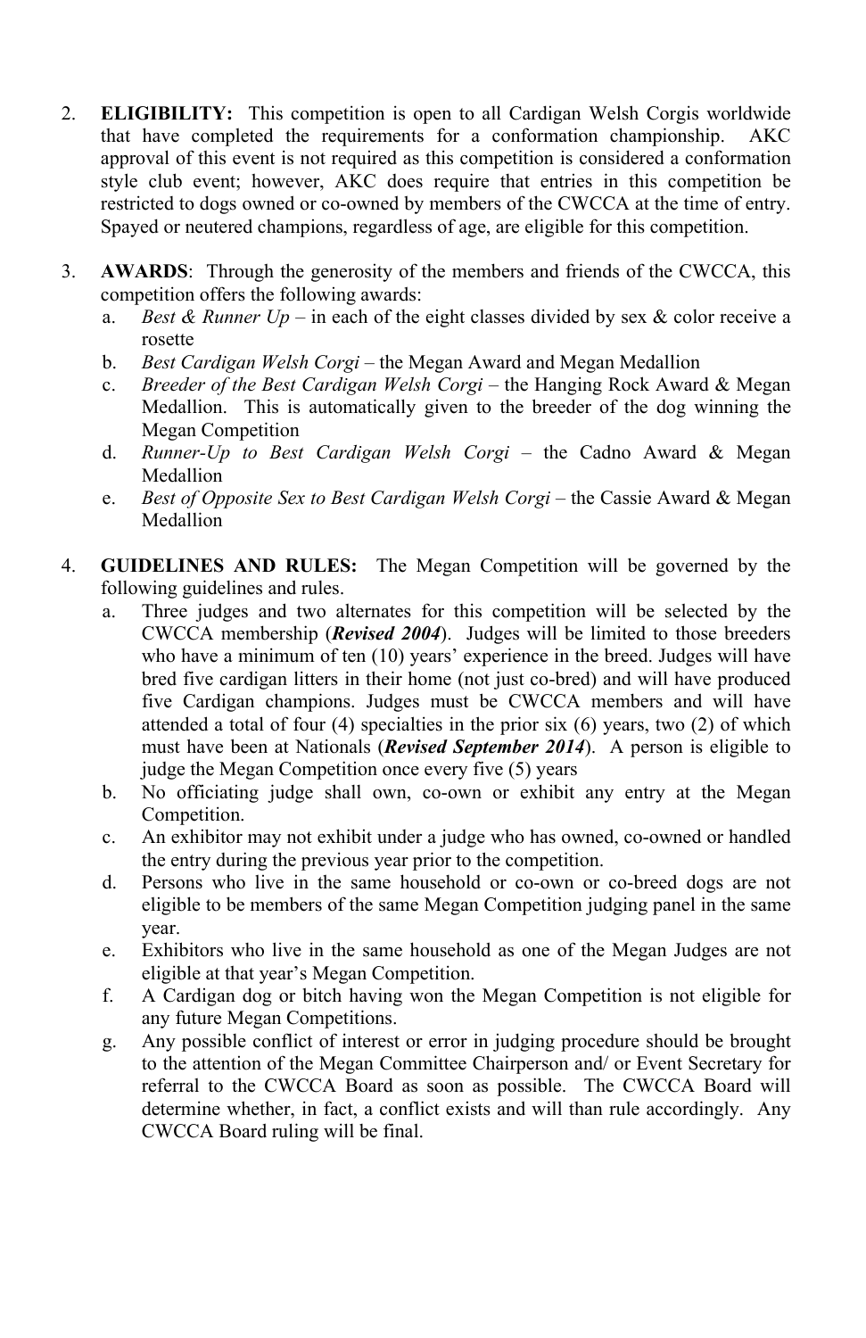2. **ELIGIBILITY:** This competition is open to all Cardigan Welsh Corgis worldwide that have completed the requirements for a conformation championship. AKC approval of this event is not required as this competition is considered a conformation style club event; however, AKC does require that entries in this competition be restricted to dogs owned or co-owned by members of the CWCCA at the time of entry. Spayed or neutered champions, regardless of age, are eligible for this competition.

3. **AWARDS**: Through the generosity of the members and friends of the CWCCA, this competition offers the following awards:
   a. *Best & Runner Up* – in each of the eight classes divided by sex & color receive a rosette
   b. *Best Cardigan Welsh Corgi* – the Megan Award and Megan Medallion
   c. *Breeder of the Best Cardigan Welsh Corgi* – the Hanging Rock Award & Megan Medallion. This is automatically given to the breeder of the dog winning the Megan Competition
   d. *Runner-Up to Best Cardigan Welsh Corgi* – the Cadno Award & Megan Medallion
   e. *Best of Opposite Sex to Best Cardigan Welsh Corgi* – the Cassie Award & Megan Medallion

4. **GUIDELINES AND RULES:** The Megan Competition will be governed by the following guidelines and rules.
   a. Three judges and two alternates for this competition will be selected by the CWCCA membership (***Revised 2004***). Judges will be limited to those breeders who have a minimum of ten (10) years' experience in the breed. Judges will have bred five cardigan litters in their home (not just co-bred) and will have produced five Cardigan champions. Judges must be CWCCA members and will have attended a total of four (4) specialties in the prior six (6) years, two (2) of which must have been at Nationals (***Revised September 2014***). A person is eligible to judge the Megan Competition once every five (5) years
   b. No officiating judge shall own, co-own or exhibit any entry at the Megan Competition.
   c. An exhibitor may not exhibit under a judge who has owned, co-owned or handled the entry during the previous year prior to the competition.
   d. Persons who live in the same household or co-own or co-breed dogs are not eligible to be members of the same Megan Competition judging panel in the same year.
   e. Exhibitors who live in the same household as one of the Megan Judges are not eligible at that year's Megan Competition.
   f. A Cardigan dog or bitch having won the Megan Competition is not eligible for any future Megan Competitions.
   g. Any possible conflict of interest or error in judging procedure should be brought to the attention of the Megan Committee Chairperson and/ or Event Secretary for referral to the CWCCA Board as soon as possible. The CWCCA Board will determine whether, in fact, a conflict exists and will than rule accordingly. Any CWCCA Board ruling will be final.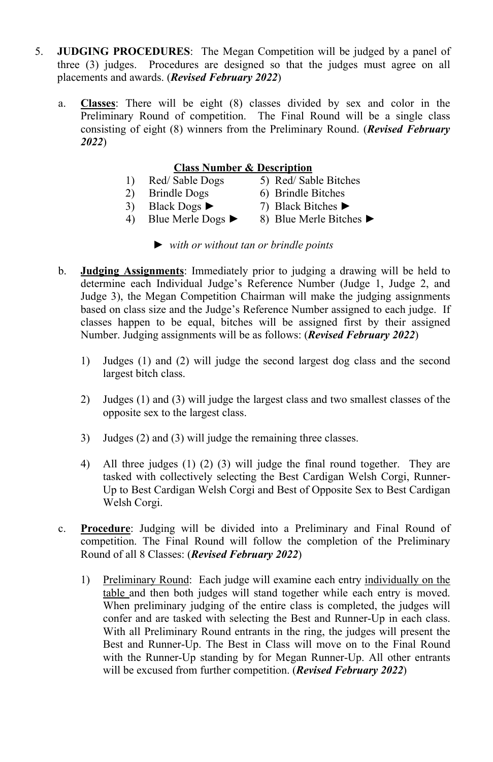5. **JUDGING PROCEDURES**: The Megan Competition will be judged by a panel of three (3) judges. Procedures are designed so that the judges must agree on all placements and awards. (***Revised February 2022***)

   a. **Classes**: There will be eight (8) classes divided by sex and color in the Preliminary Round of competition. The Final Round will be a single class consisting of eight (8) winners from the Preliminary Round. (***Revised February 2022***)

      **Class Number & Description**

      | | |
      |---|---|
      | 1) Red/ Sable Dogs | 5) Red/ Sable Bitches |
      | 2) Brindle Dogs | 6) Brindle Bitches |
      | 3) Black Dogs ► | 7) Black Bitches ► |
      | 4) Blue Merle Dogs ► | 8) Blue Merle Bitches ► |

      ► *with or without tan or brindle points*

   b. **Judging Assignments**: Immediately prior to judging a drawing will be held to determine each Individual Judge's Reference Number (Judge 1, Judge 2, and Judge 3), the Megan Competition Chairman will make the judging assignments based on class size and the Judge's Reference Number assigned to each judge. If classes happen to be equal, bitches will be assigned first by their assigned Number. Judging assignments will be as follows: (***Revised February 2022***)

      1) Judges (1) and (2) will judge the second largest dog class and the second largest bitch class.

      2) Judges (1) and (3) will judge the largest class and two smallest classes of the opposite sex to the largest class.

      3) Judges (2) and (3) will judge the remaining three classes.

      4) All three judges (1) (2) (3) will judge the final round together. They are tasked with collectively selecting the Best Cardigan Welsh Corgi, Runner-Up to Best Cardigan Welsh Corgi and Best of Opposite Sex to Best Cardigan Welsh Corgi.

   c. **Procedure**: Judging will be divided into a Preliminary and Final Round of competition. The Final Round will follow the completion of the Preliminary Round of all 8 Classes: (***Revised February 2022***)

      1) Preliminary Round: Each judge will examine each entry individually on the table and then both judges will stand together while each entry is moved. When preliminary judging of the entire class is completed, the judges will confer and are tasked with selecting the Best and Runner-Up in each class. With all Preliminary Round entrants in the ring, the judges will present the Best and Runner-Up. The Best in Class will move on to the Final Round with the Runner-Up standing by for Megan Runner-Up. All other entrants will be excused from further competition. (***Revised February 2022***)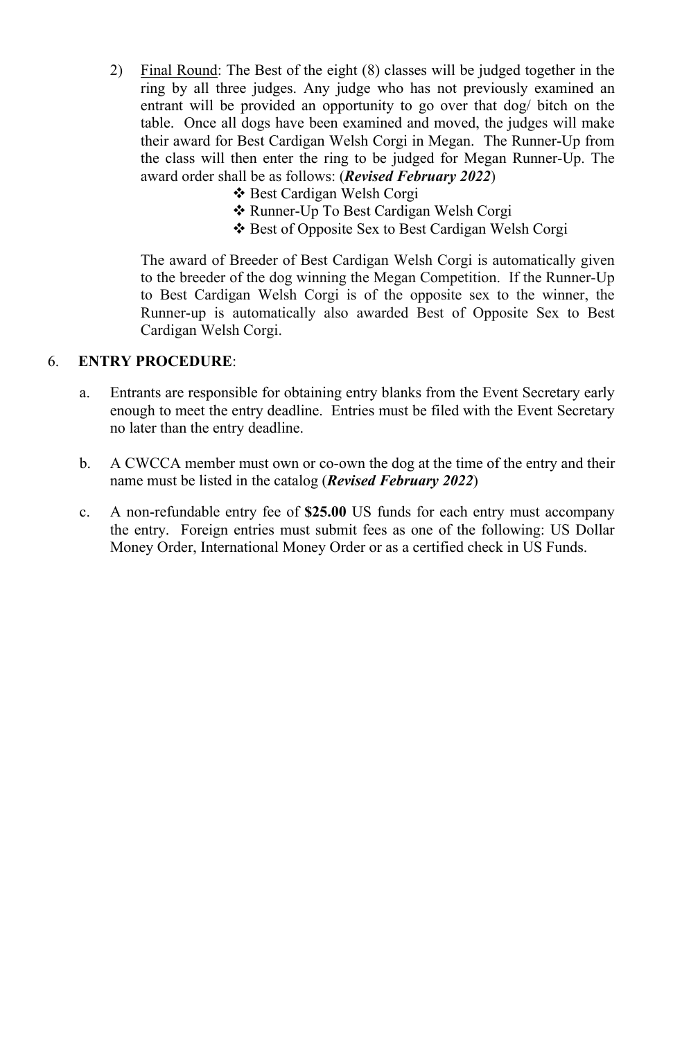2) <u>Final Round</u>: The Best of the eight (8) classes will be judged together in the ring by all three judges. Any judge who has not previously examined an entrant will be provided an opportunity to go over that dog/ bitch on the table. Once all dogs have been examined and moved, the judges will make their award for Best Cardigan Welsh Corgi in Megan. The Runner-Up from the class will then enter the ring to be judged for Megan Runner-Up. The award order shall be as follows: (***Revised February 2022***)

   - ❖ Best Cardigan Welsh Corgi
   - ❖ Runner-Up To Best Cardigan Welsh Corgi
   - ❖ Best of Opposite Sex to Best Cardigan Welsh Corgi

   The award of Breeder of Best Cardigan Welsh Corgi is automatically given to the breeder of the dog winning the Megan Competition. If the Runner-Up to Best Cardigan Welsh Corgi is of the opposite sex to the winner, the Runner-up is automatically also awarded Best of Opposite Sex to Best Cardigan Welsh Corgi.

6. **ENTRY PROCEDURE**:

   a. Entrants are responsible for obtaining entry blanks from the Event Secretary early enough to meet the entry deadline. Entries must be filed with the Event Secretary no later than the entry deadline.

   b. A CWCCA member must own or co-own the dog at the time of the entry and their name must be listed in the catalog (***Revised February 2022***)

   c. A non-refundable entry fee of **$25.00** US funds for each entry must accompany the entry. Foreign entries must submit fees as one of the following: US Dollar Money Order, International Money Order or as a certified check in US Funds.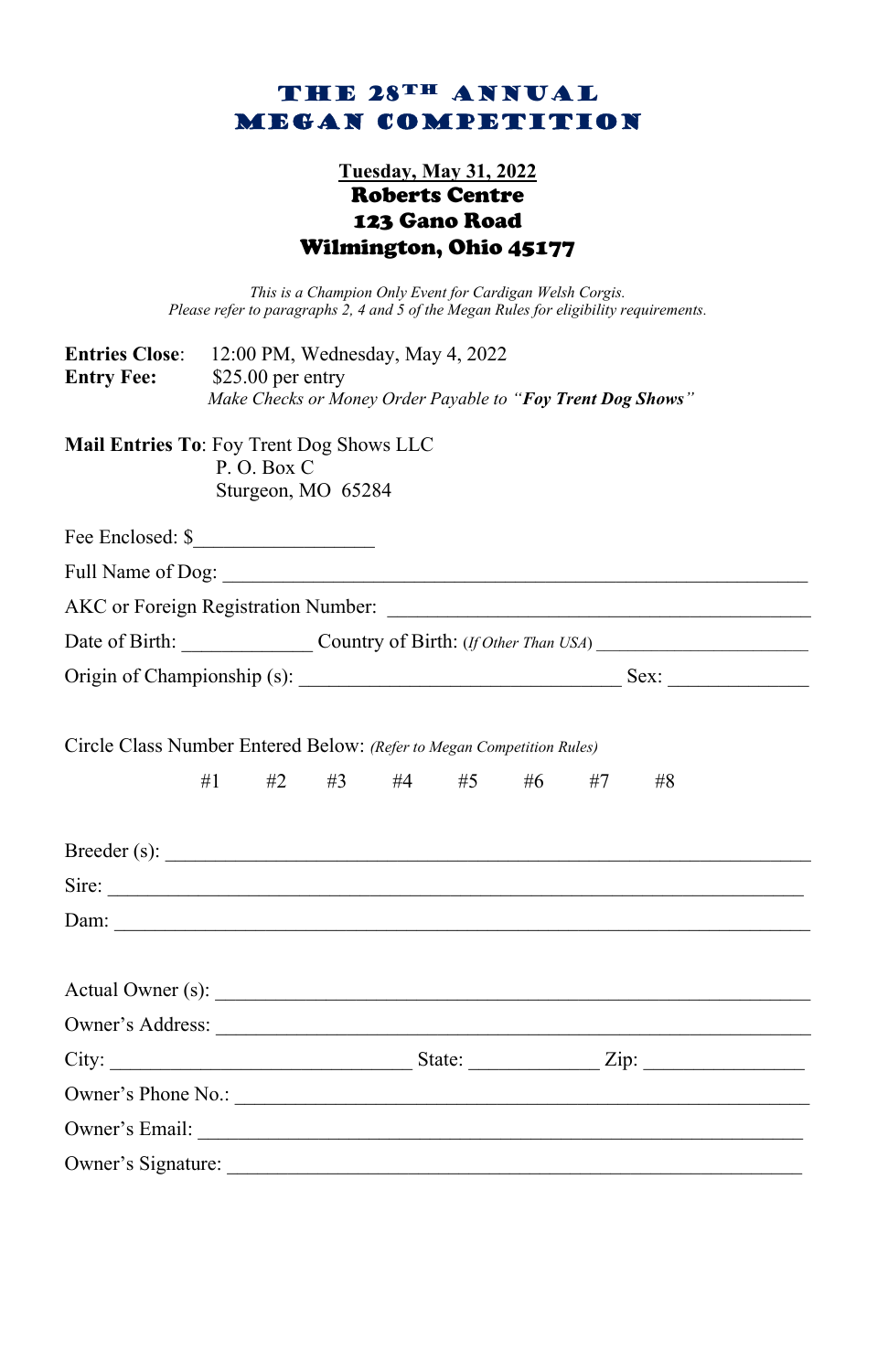# THE 28TH ANNUAL MEGAN COMPETITION

**Tuesday, May 31, 2022**
**Roberts Centre**
**123 Gano Road**
**Wilmington, Ohio 45177**

*This is a Champion Only Event for Cardigan Welsh Corgis.*
*Please refer to paragraphs 2, 4 and 5 of the Megan Rules for eligibility requirements.*

**Entries Close**: 12:00 PM, Wednesday, May 4, 2022
**Entry Fee:** $25.00 per entry
*Make Checks or Money Order Payable to "**Foy Trent Dog Shows**"*

**Mail Entries To**: Foy Trent Dog Shows LLC
P. O. Box C
Sturgeon, MO 65284

Fee Enclosed: $_________________

Full Name of Dog: ____________________________________________________________

AKC or Foreign Registration Number: ___________________________________________

Date of Birth: _____________ Country of Birth: *(If Other Than USA)* _____________________

Origin of Championship (s): ________________________________ Sex: _____________

Circle Class Number Entered Below: *(Refer to Megan Competition Rules)*

#1 #2 #3 #4 #5 #6 #7 #8

Breeder (s): ______________________________________________________________

Sire: ____________________________________________________________________

Dam: ____________________________________________________________________

Actual Owner (s): __________________________________________________________

Owner's Address: __________________________________________________________

City: ______________________________ State: ____________ Zip: _______________

Owner's Phone No.: ________________________________________________________

Owner's Email: ____________________________________________________________

Owner's Signature: _________________________________________________________